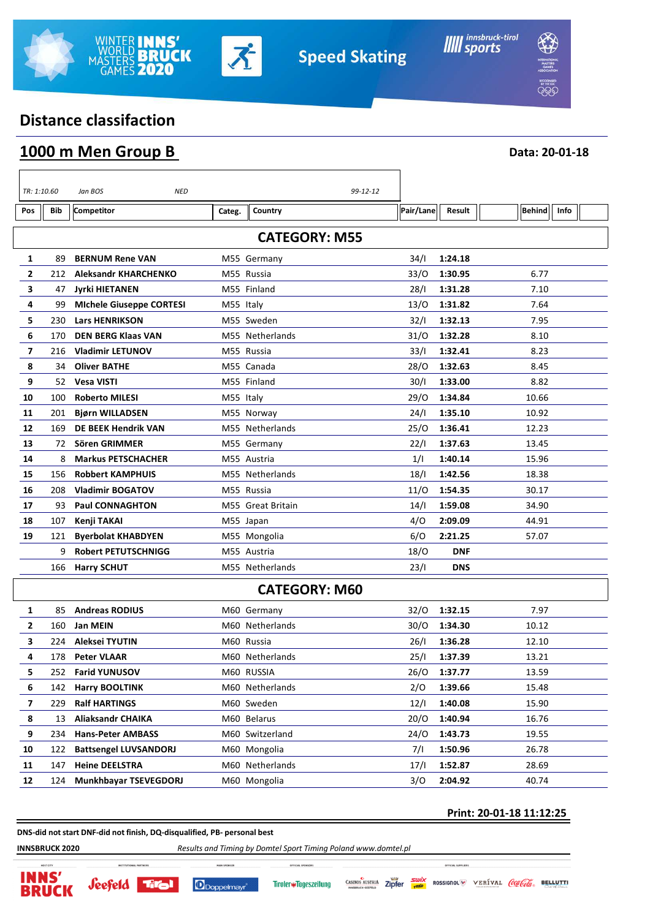Speed Skating

## Distance classifaction

## 1000 m Men Group B

**Data: 20-01-18**

TR: 1:10.60 Jan BOS NED 99-12-12

| Pos | Bib | Competitor | Categ. | Country | Pair/Lane | Result | Behind | Info |
|---|---|---|---|---|---|---|---|---|
| **CATEGORY: M55** | | | | | | | | |
| 1 | 89 | **BERNUM Rene VAN** | M55 | Germany | 34/I | **1:24.18** | | |
| 2 | 212 | **Aleksandr KHARCHENKO** | M55 | Russia | 33/O | **1:30.95** | 6.77 | |
| 3 | 47 | **Jyrki HIETANEN** | M55 | Finland | 28/I | **1:31.28** | 7.10 | |
| 4 | 99 | **MIchele Giuseppe CORTESI** | M55 | Italy | 13/O | **1:31.82** | 7.64 | |
| 5 | 230 | **Lars HENRIKSON** | M55 | Sweden | 32/I | **1:32.13** | 7.95 | |
| 6 | 170 | **DEN BERG Klaas VAN** | M55 | Netherlands | 31/O | **1:32.28** | 8.10 | |
| 7 | 216 | **Vladimir LETUNOV** | M55 | Russia | 33/I | **1:32.41** | 8.23 | |
| 8 | 34 | **Oliver BATHE** | M55 | Canada | 28/O | **1:32.63** | 8.45 | |
| 9 | 52 | **Vesa VISTI** | M55 | Finland | 30/I | **1:33.00** | 8.82 | |
| 10 | 100 | **Roberto MILESI** | M55 | Italy | 29/O | **1:34.84** | 10.66 | |
| 11 | 201 | **Bjørn WILLADSEN** | M55 | Norway | 24/I | **1:35.10** | 10.92 | |
| 12 | 169 | **DE BEEK Hendrik VAN** | M55 | Netherlands | 25/O | **1:36.41** | 12.23 | |
| 13 | 72 | **Sören GRIMMER** | M55 | Germany | 22/I | **1:37.63** | 13.45 | |
| 14 | 8 | **Markus PETSCHACHER** | M55 | Austria | 1/I | **1:40.14** | 15.96 | |
| 15 | 156 | **Robbert KAMPHUIS** | M55 | Netherlands | 18/I | **1:42.56** | 18.38 | |
| 16 | 208 | **Vladimir BOGATOV** | M55 | Russia | 11/O | **1:54.35** | 30.17 | |
| 17 | 93 | **Paul CONNAGHTON** | M55 | Great Britain | 14/I | **1:59.08** | 34.90 | |
| 18 | 107 | **Kenji TAKAI** | M55 | Japan | 4/O | **2:09.09** | 44.91 | |
| 19 | 121 | **Byerbolat KHABDYEN** | M55 | Mongolia | 6/O | **2:21.25** | 57.07 | |
| | 9 | **Robert PETUTSCHNIGG** | M55 | Austria | 18/O | **DNF** | | |
| | 166 | **Harry SCHUT** | M55 | Netherlands | 23/I | **DNS** | | |
| **CATEGORY: M60** | | | | | | | | |
| 1 | 85 | **Andreas RODIUS** | M60 | Germany | 32/O | **1:32.15** | 7.97 | |
| 2 | 160 | **Jan MEIN** | M60 | Netherlands | 30/O | **1:34.30** | 10.12 | |
| 3 | 224 | **Aleksei TYUTIN** | M60 | Russia | 26/I | **1:36.28** | 12.10 | |
| 4 | 178 | **Peter VLAAR** | M60 | Netherlands | 25/I | **1:37.39** | 13.21 | |
| 5 | 252 | **Farid YUNUSOV** | M60 | RUSSIA | 26/O | **1:37.77** | 13.59 | |
| 6 | 142 | **Harry BOOLTINK** | M60 | Netherlands | 2/O | **1:39.66** | 15.48 | |
| 7 | 229 | **Ralf HARTINGS** | M60 | Sweden | 12/I | **1:40.08** | 15.90 | |
| 8 | 13 | **Aliaksandr CHAIKA** | M60 | Belarus | 20/O | **1:40.94** | 16.76 | |
| 9 | 234 | **Hans-Peter AMBASS** | M60 | Switzerland | 24/O | **1:43.73** | 19.55 | |
| 10 | 122 | **Battsengel LUVSANDORJ** | M60 | Mongolia | 7/I | **1:50.96** | 26.78 | |
| 11 | 147 | **Heine DEELSTRA** | M60 | Netherlands | 17/I | **1:52.87** | 28.69 | |
| 12 | 124 | **Munkhbayar TSEVEGDORJ** | M60 | Mongolia | 3/O | **2:04.92** | 40.74 | |

**Print: 20-01-18 11:12:25**

**DNS-did not start DNF-did not finish, DQ-disqualified, PB- personal best**

**INNSBRUCK 2020** *Results and Timing by Domtel Sport Timing Poland www.domtel.pl*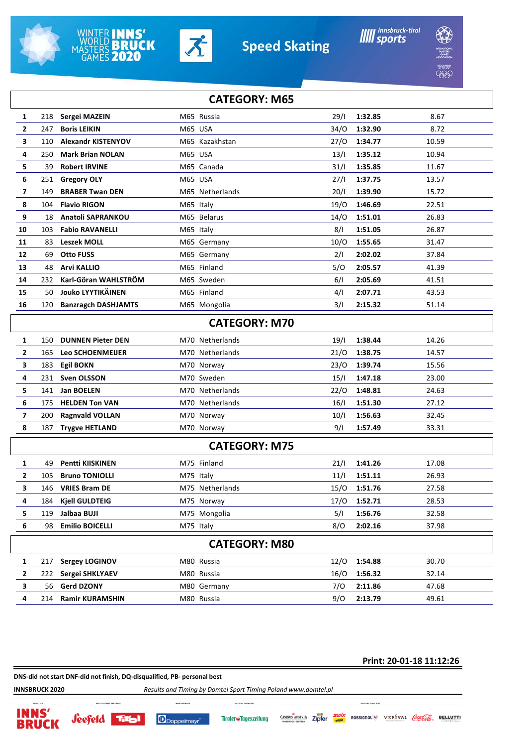## CATEGORY: M65

| | | | | | | |
|---|---|---|---|---|---|---|
| 1 | 218 | **Sergei MAZEIN** | M65 Russia | 29/I | **1:32.85** | 8.67 |
| 2 | 247 | **Boris LEIKIN** | M65 USA | 34/O | **1:32.90** | 8.72 |
| 3 | 110 | **Alexandr KISTENYOV** | M65 Kazakhstan | 27/O | **1:34.77** | 10.59 |
| 4 | 250 | **Mark Brian NOLAN** | M65 USA | 13/I | **1:35.12** | 10.94 |
| 5 | 39 | **Robert IRVINE** | M65 Canada | 31/I | **1:35.85** | 11.67 |
| 6 | 251 | **Gregory OLY** | M65 USA | 27/I | **1:37.75** | 13.57 |
| 7 | 149 | **BRABER Twan DEN** | M65 Netherlands | 20/I | **1:39.90** | 15.72 |
| 8 | 104 | **Flavio RIGON** | M65 Italy | 19/O | **1:46.69** | 22.51 |
| 9 | 18 | **Anatoli SAPRANKOU** | M65 Belarus | 14/O | **1:51.01** | 26.83 |
| 10 | 103 | **Fabio RAVANELLI** | M65 Italy | 8/I | **1:51.05** | 26.87 |
| 11 | 83 | **Leszek MOLL** | M65 Germany | 10/O | **1:55.65** | 31.47 |
| 12 | 69 | **Otto FUSS** | M65 Germany | 2/I | **2:02.02** | 37.84 |
| 13 | 48 | **Arvi KALLIO** | M65 Finland | 5/O | **2:05.57** | 41.39 |
| 14 | 232 | **Karl-Göran WAHLSTRÖM** | M65 Sweden | 6/I | **2:05.69** | 41.51 |
| 15 | 50 | **Jouko LYYTIKÄINEN** | M65 Finland | 4/I | **2:07.71** | 43.53 |
| 16 | 120 | **Banzragch DASHJAMTS** | M65 Mongolia | 3/I | **2:15.32** | 51.14 |

## CATEGORY: M70

| | | | | | | |
|---|---|---|---|---|---|---|
| 1 | 150 | **DUNNEN Pieter DEN** | M70 Netherlands | 19/I | **1:38.44** | 14.26 |
| 2 | 165 | **Leo SCHOENMEIJER** | M70 Netherlands | 21/O | **1:38.75** | 14.57 |
| 3 | 183 | **Egil BOKN** | M70 Norway | 23/O | **1:39.74** | 15.56 |
| 4 | 231 | **Sven OLSSON** | M70 Sweden | 15/I | **1:47.18** | 23.00 |
| 5 | 141 | **Jan BOELEN** | M70 Netherlands | 22/O | **1:48.81** | 24.63 |
| 6 | 175 | **HELDEN Ton VAN** | M70 Netherlands | 16/I | **1:51.30** | 27.12 |
| 7 | 200 | **Ragnvald VOLLAN** | M70 Norway | 10/I | **1:56.63** | 32.45 |
| 8 | 187 | **Trygve HETLAND** | M70 Norway | 9/I | **1:57.49** | 33.31 |

## CATEGORY: M75

| | | | | | | |
|---|---|---|---|---|---|---|
| 1 | 49 | **Pentti KIISKINEN** | M75 Finland | 21/I | **1:41.26** | 17.08 |
| 2 | 105 | **Bruno TONIOLLI** | M75 Italy | 11/I | **1:51.11** | 26.93 |
| 3 | 146 | **VRIES Bram DE** | M75 Netherlands | 15/O | **1:51.76** | 27.58 |
| 4 | 184 | **Kjell GULDTEIG** | M75 Norway | 17/O | **1:52.71** | 28.53 |
| 5 | 119 | **Jalbaa BUJI** | M75 Mongolia | 5/I | **1:56.76** | 32.58 |
| 6 | 98 | **Emilio BOICELLI** | M75 Italy | 8/O | **2:02.16** | 37.98 |

## CATEGORY: M80

| | | | | | | |
|---|---|---|---|---|---|---|
| 1 | 217 | **Sergey LOGINOV** | M80 Russia | 12/O | **1:54.88** | 30.70 |
| 2 | 222 | **Sergei SHKLYAEV** | M80 Russia | 16/O | **1:56.32** | 32.14 |
| 3 | 56 | **Gerd DZONY** | M80 Germany | 7/O | **2:11.86** | 47.68 |
| 4 | 214 | **Ramir KURAMSHIN** | M80 Russia | 9/O | **2:13.79** | 49.61 |

**Print: 20-01-18 11:12:26**

**DNS-did not start DNF-did not finish, DQ-disqualified, PB- personal best**

**INNSBRUCK 2020** *Results and Timing by Domtel Sport Timing Poland www.domtel.pl*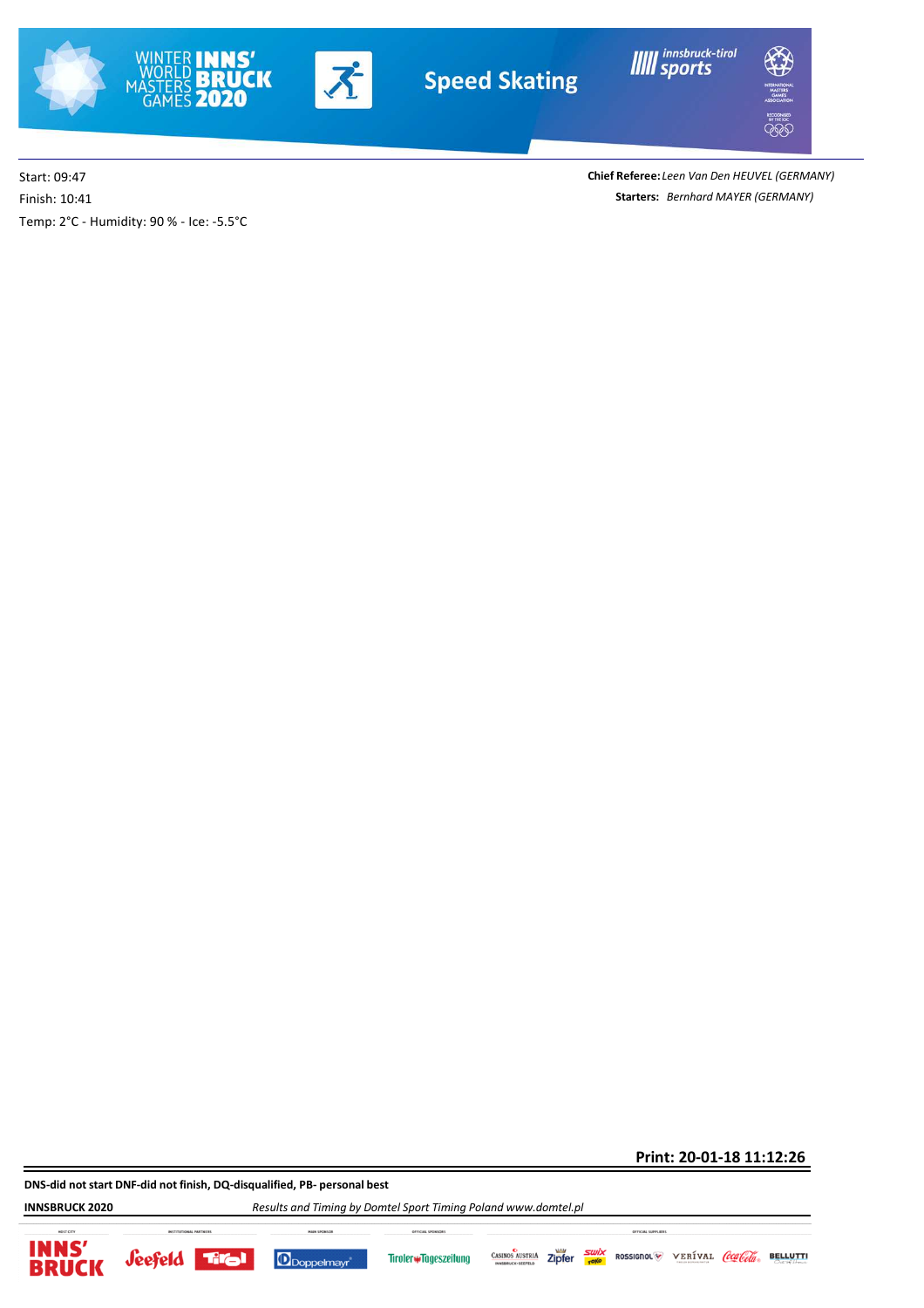Start: 09:47

Finish: 10:41

Temp: 2°C - Humidity: 90 % - Ice: -5.5°C

**Chief Referee:** *Leen Van Den HEUVEL (GERMANY)*

**Starters:** *Bernhard MAYER (GERMANY)*

**Print: 20-01-18 11:12:26**

**DNS-did not start DNF-did not finish, DQ-disqualified, PB- personal best**

**INNSBRUCK 2020** *Results and Timing by Domtel Sport Timing Poland www.domtel.pl*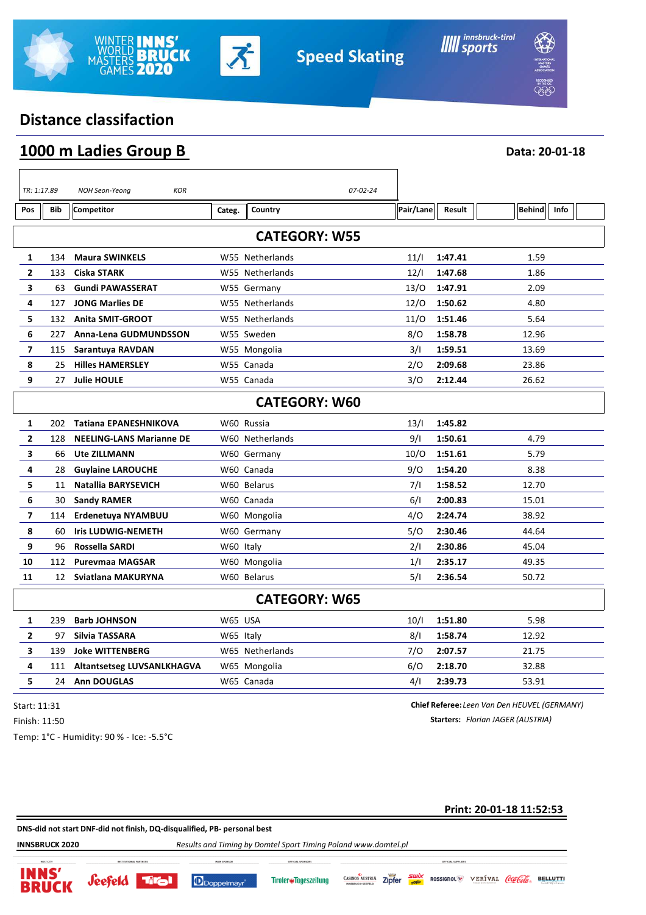WINTER INNS' WORLD BRUCK MASTERS GAMES 2020

Speed Skating

## Distance classifaction

## 1000 m Ladies Group B

**Data: 20-01-18**

TR: 1:17.89 NOH Seon-Yeong KOR 07-02-24

| Pos | Bib | Competitor | Categ. | Country | Pair/Lane | Result | | Behind | Info |
|---|---|---|---|---|---|---|---|---|---|
| **CATEGORY: W55** | | | | | | | | | |
| 1 | 134 | **Maura SWINKELS** | W55 | Netherlands | 11/I | **1:47.41** | | 1.59 | |
| 2 | 133 | **Ciska STARK** | W55 | Netherlands | 12/I | **1:47.68** | | 1.86 | |
| 3 | 63 | **Gundi PAWASSERAT** | W55 | Germany | 13/O | **1:47.91** | | 2.09 | |
| 4 | 127 | **JONG Marlies DE** | W55 | Netherlands | 12/O | **1:50.62** | | 4.80 | |
| 5 | 132 | **Anita SMIT-GROOT** | W55 | Netherlands | 11/O | **1:51.46** | | 5.64 | |
| 6 | 227 | **Anna-Lena GUDMUNDSSON** | W55 | Sweden | 8/O | **1:58.78** | | 12.96 | |
| 7 | 115 | **Sarantuya RAVDAN** | W55 | Mongolia | 3/I | **1:59.51** | | 13.69 | |
| 8 | 25 | **Hilles HAMERSLEY** | W55 | Canada | 2/O | **2:09.68** | | 23.86 | |
| 9 | 27 | **Julie HOULE** | W55 | Canada | 3/O | **2:12.44** | | 26.62 | |
| **CATEGORY: W60** | | | | | | | | | |
| 1 | 202 | **Tatiana EPANESHNIKOVA** | W60 | Russia | 13/I | **1:45.82** | | | |
| 2 | 128 | **NEELING-LANS Marianne DE** | W60 | Netherlands | 9/I | **1:50.61** | | 4.79 | |
| 3 | 66 | **Ute ZILLMANN** | W60 | Germany | 10/O | **1:51.61** | | 5.79 | |
| 4 | 28 | **Guylaine LAROUCHE** | W60 | Canada | 9/O | **1:54.20** | | 8.38 | |
| 5 | 11 | **Natallia BARYSEVICH** | W60 | Belarus | 7/I | **1:58.52** | | 12.70 | |
| 6 | 30 | **Sandy RAMER** | W60 | Canada | 6/I | **2:00.83** | | 15.01 | |
| 7 | 114 | **Erdenetuya NYAMBUU** | W60 | Mongolia | 4/O | **2:24.74** | | 38.92 | |
| 8 | 60 | **Iris LUDWIG-NEMETH** | W60 | Germany | 5/O | **2:30.46** | | 44.64 | |
| 9 | 96 | **Rossella SARDI** | W60 | Italy | 2/I | **2:30.86** | | 45.04 | |
| 10 | 112 | **Purevmaa MAGSAR** | W60 | Mongolia | 1/I | **2:35.17** | | 49.35 | |
| 11 | 12 | **Sviatlana MAKURYNA** | W60 | Belarus | 5/I | **2:36.54** | | 50.72 | |
| **CATEGORY: W65** | | | | | | | | | |
| 1 | 239 | **Barb JOHNSON** | W65 | USA | 10/I | **1:51.80** | | 5.98 | |
| 2 | 97 | **Silvia TASSARA** | W65 | Italy | 8/I | **1:58.74** | | 12.92 | |
| 3 | 139 | **Joke WITTENBERG** | W65 | Netherlands | 7/O | **2:07.57** | | 21.75 | |
| 4 | 111 | **Altantsetseg LUVSANLKHAGVA** | W65 | Mongolia | 6/O | **2:18.70** | | 32.88 | |
| 5 | 24 | **Ann DOUGLAS** | W65 | Canada | 4/I | **2:39.73** | | 53.91 | |

Start: 11:31
Finish: 11:50
Temp: 1°C - Humidity: 90 % - Ice: -5.5°C

**Chief Referee:** *Leen Van Den HEUVEL (GERMANY)*
**Starters:** *Florian JAGER (AUSTRIA)*

**Print: 20-01-18 11:52:53**

**DNS-did not start DNF-did not finish, DQ-disqualified, PB- personal best**

**INNSBRUCK 2020** *Results and Timing by Domtel Sport Timing Poland www.domtel.pl*